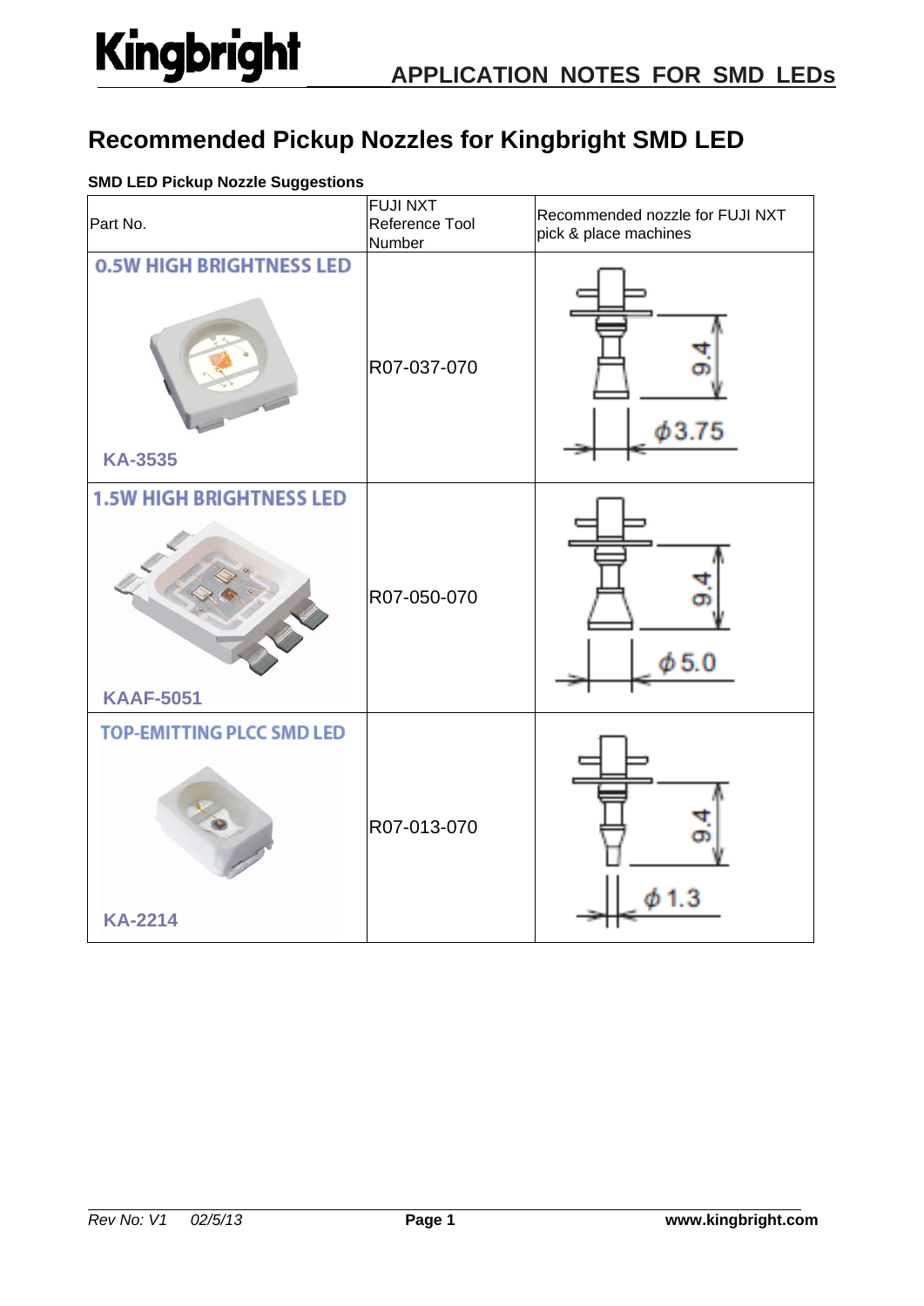# Recommended Pickup Nozzles for Kingbright SMD LED

**SMD LED Pickup Nozzle Suggestions**

| Part No. | FUJI NXT Reference Tool Number | Recommended nozzle for FUJI NXT pick & place machines |
|---|---|---|
| 0.5W HIGH BRIGHTNESS LED KA-3535 | R07-037-070 | 9.4 ϕ3.75 |
| 1.5W HIGH BRIGHTNESS LED KAAF-5051 | R07-050-070 | 9.4 ϕ5.0 |
| TOP-EMITTING PLCC SMD LED KA-2214 | R07-013-070 | 9.4 ϕ1.3 |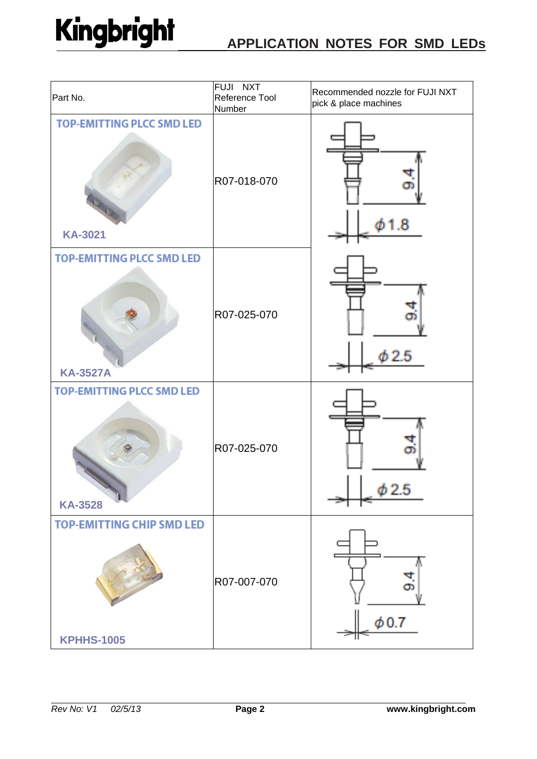| Part No. | FUJI NXT Reference Tool Number | Recommended nozzle for FUJI NXT pick & place machines |
|---|---|---|
| TOP-EMITTING PLCC SMD LED KA-3021 | R07-018-070 | 9.4, ϕ1.8 |
| TOP-EMITTING PLCC SMD LED KA-3527A | R07-025-070 | 9.4, ϕ2.5 |
| TOP-EMITTING PLCC SMD LED KA-3528 | R07-025-070 | 9.4, ϕ2.5 |
| TOP-EMITTING CHIP SMD LED KPHHS-1005 | R07-007-070 | 9.4, ϕ0.7 |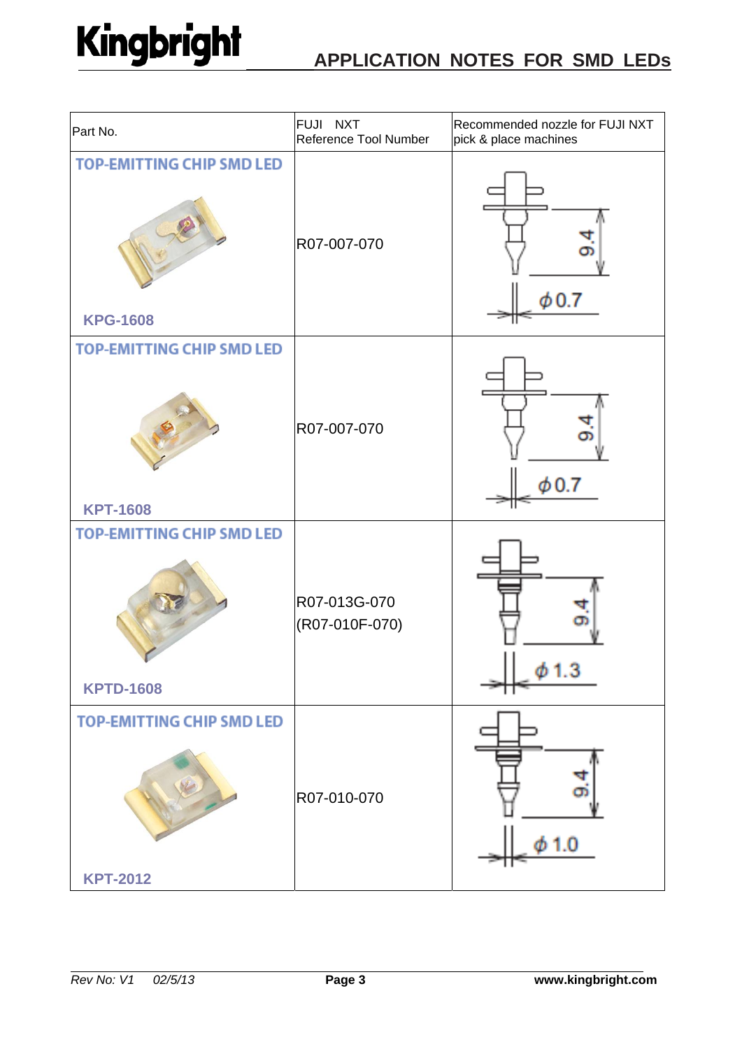# APPLICATION NOTES FOR SMD LEDs

| Part No. | FUJI NXT Reference Tool Number | Recommended nozzle for FUJI NXT pick & place machines |
|---|---|---|
| TOP-EMITTING CHIP SMD LED<br>KPG-1608 | R07-007-070 | 9.4<br>φ0.7 |
| TOP-EMITTING CHIP SMD LED<br>KPT-1608 | R07-007-070 | 9.4<br>φ0.7 |
| TOP-EMITTING CHIP SMD LED<br>KPTD-1608 | R07-013G-070<br>(R07-010F-070) | 9.4<br>φ1.3 |
| TOP-EMITTING CHIP SMD LED<br>KPT-2012 | R07-010-070 | 9.4<br>φ1.0 |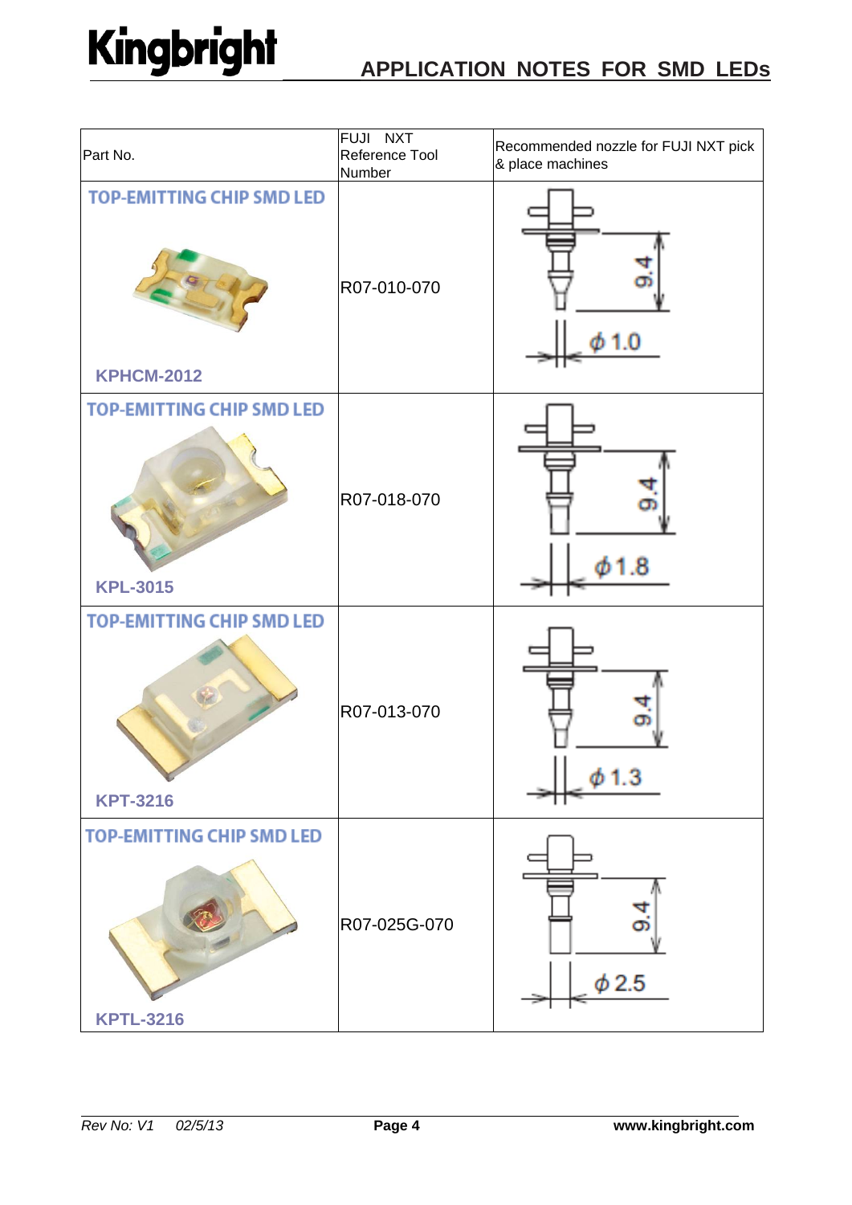| Part No. | FUJI NXT Reference Tool Number | Recommended nozzle for FUJI NXT pick & place machines |
|---|---|---|
| TOP-EMITTING CHIP SMD LED<br>KPHCM-2012 | R07-010-070 | 9.4<br>ϕ 1.0 |
| TOP-EMITTING CHIP SMD LED<br>KPL-3015 | R07-018-070 | 9.4<br>ϕ 1.8 |
| TOP-EMITTING CHIP SMD LED<br>KPT-3216 | R07-013-070 | 9.4<br>ϕ 1.3 |
| TOP-EMITTING CHIP SMD LED<br>KPTL-3216 | R07-025G-070 | 9.4<br>ϕ 2.5 |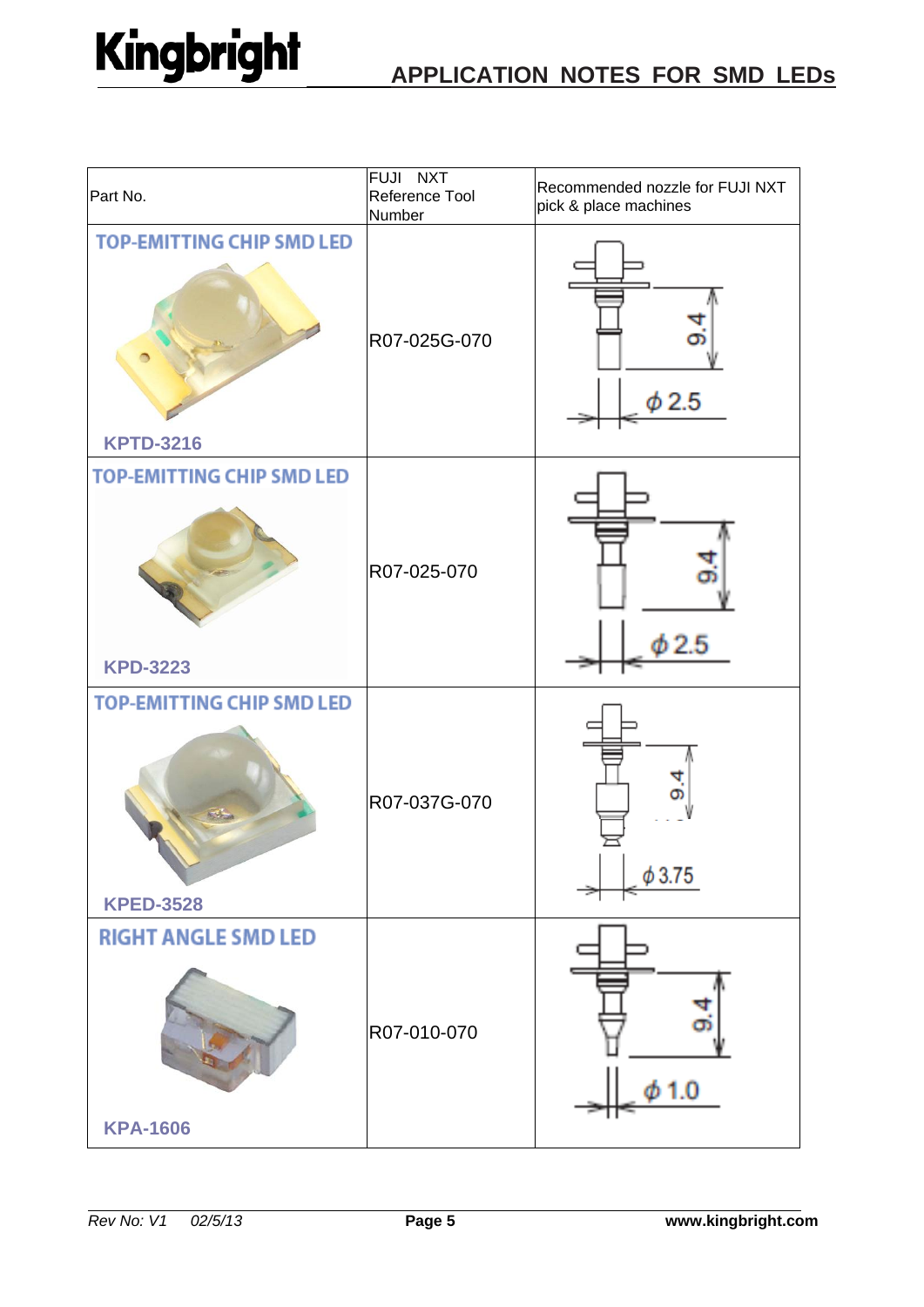| Part No. | FUJI NXT Reference Tool Number | Recommended nozzle for FUJI NXT pick & place machines |
|---|---|---|
| TOP-EMITTING CHIP SMD LED<br>KPTD-3216 | R07-025G-070 | 9.4<br>$\phi$ 2.5 |
| TOP-EMITTING CHIP SMD LED<br>KPD-3223 | R07-025-070 | 9.4<br>$\phi$ 2.5 |
| TOP-EMITTING CHIP SMD LED<br>KPED-3528 | R07-037G-070 | 9.4<br>$\phi$ 3.75 |
| RIGHT ANGLE SMD LED<br>KPA-1606 | R07-010-070 | 9.4<br>$\phi$ 1.0 |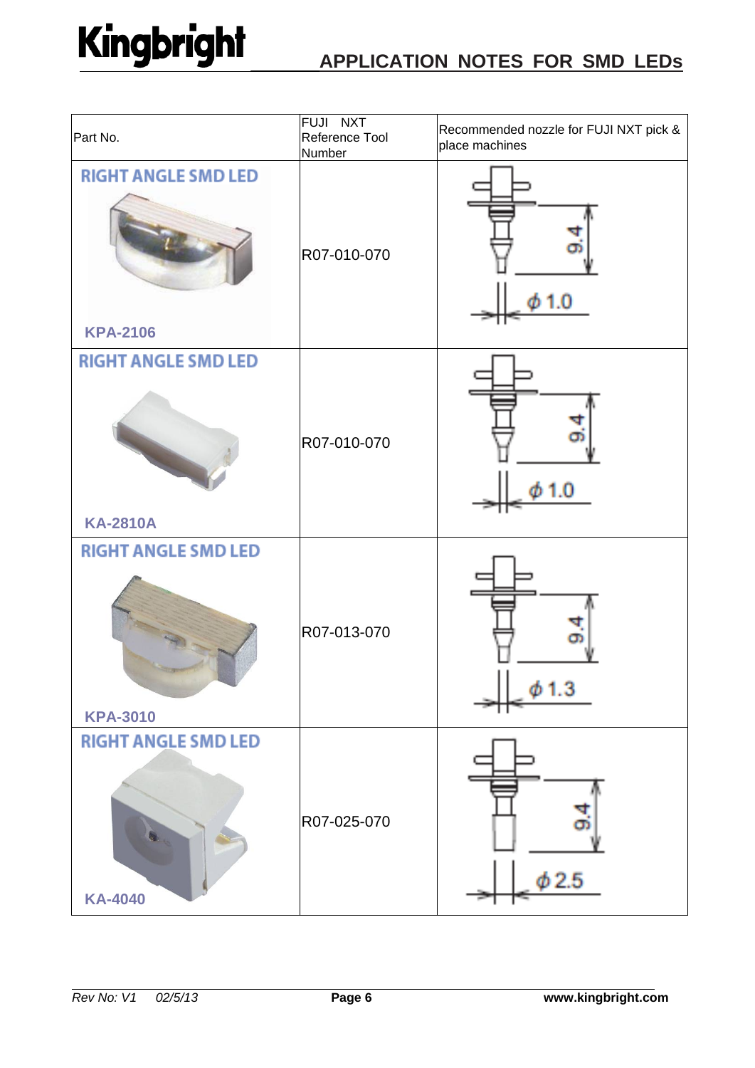| Part No. | FUJI NXT Reference Tool Number | Recommended nozzle for FUJI NXT pick & place machines |
| --- | --- | --- |
| RIGHT ANGLE SMD LED<br>KPA-2106 | R07-010-070 | 9.4<br>$\phi$ 1.0 |
| RIGHT ANGLE SMD LED<br>KA-2810A | R07-010-070 | 9.4<br>$\phi$ 1.0 |
| RIGHT ANGLE SMD LED<br>KPA-3010 | R07-013-070 | 9.4<br>$\phi$ 1.3 |
| RIGHT ANGLE SMD LED<br>KA-4040 | R07-025-070 | 9.4<br>$\phi$ 2.5 |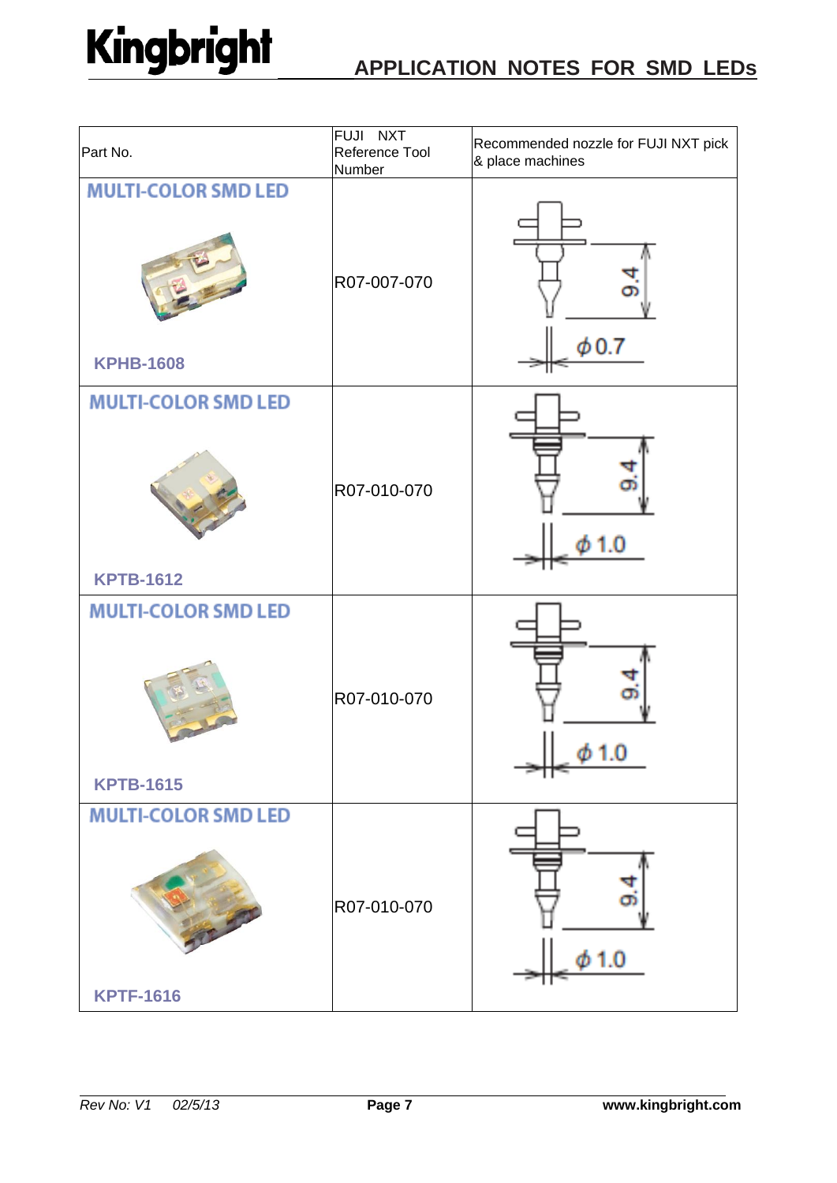| Part No. | FUJI NXT Reference Tool Number | Recommended nozzle for FUJI NXT pick & place machines |
|---|---|---|
| MULTI-COLOR SMD LED<br>KPHB-1608 | R07-007-070 | 9.4<br>ϕ0.7 |
| MULTI-COLOR SMD LED<br>KPTB-1612 | R07-010-070 | 9.4<br>ϕ1.0 |
| MULTI-COLOR SMD LED<br>KPTB-1615 | R07-010-070 | 9.4<br>ϕ1.0 |
| MULTI-COLOR SMD LED<br>KPTF-1616 | R07-010-070 | 9.4<br>ϕ1.0 |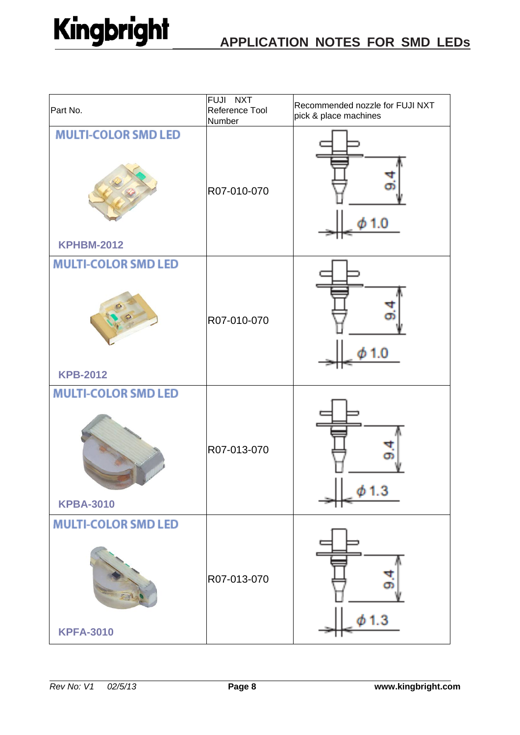| Part No. | FUJI NXT Reference Tool Number | Recommended nozzle for FUJI NXT pick & place machines |
|---|---|---|
| MULTI-COLOR SMD LED<br>KPHBM-2012 | R07-010-070 | 9.4<br>$\phi$ 1.0 |
| MULTI-COLOR SMD LED<br>KPB-2012 | R07-010-070 | 9.4<br>$\phi$ 1.0 |
| MULTI-COLOR SMD LED<br>KPBA-3010 | R07-013-070 | 9.4<br>$\phi$ 1.3 |
| MULTI-COLOR SMD LED<br>KPFA-3010 | R07-013-070 | 9.4<br>$\phi$ 1.3 |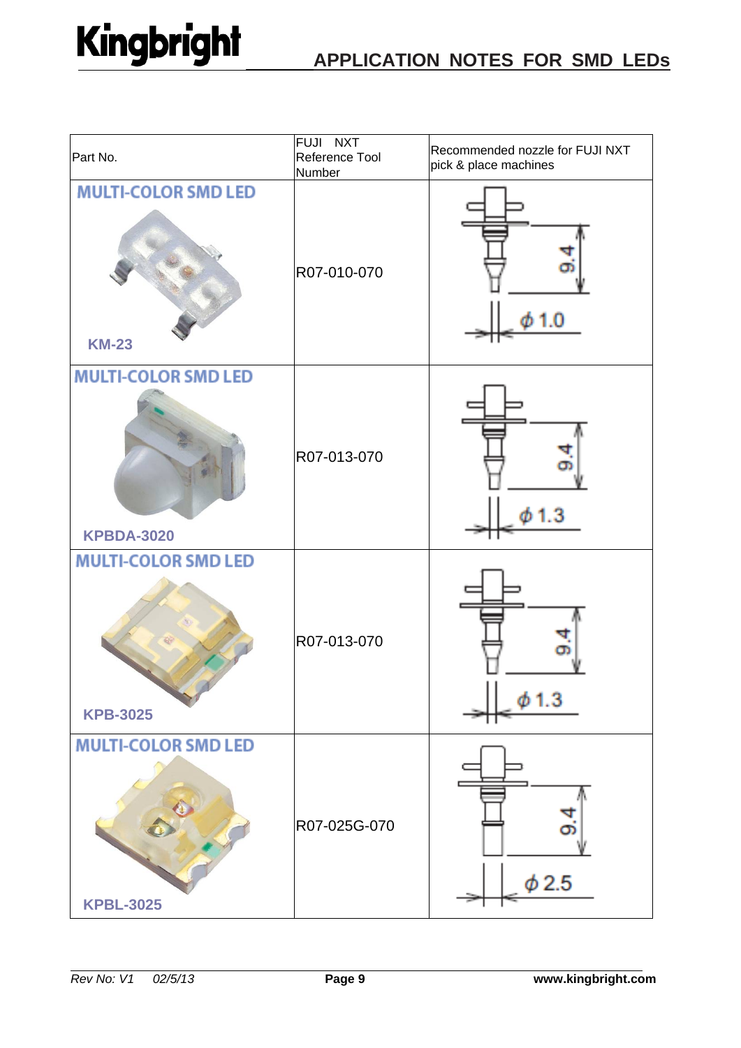| Part No. | FUJI NXT Reference Tool Number | Recommended nozzle for FUJI NXT pick & place machines |
|---|---|---|
| MULTI-COLOR SMD LED KM-23 | R07-010-070 | 9.4 ϕ 1.0 |
| MULTI-COLOR SMD LED KPBDA-3020 | R07-013-070 | 9.4 ϕ 1.3 |
| MULTI-COLOR SMD LED KPB-3025 | R07-013-070 | 9.4 ϕ 1.3 |
| MULTI-COLOR SMD LED KPBL-3025 | R07-025G-070 | 9.4 ϕ 2.5 |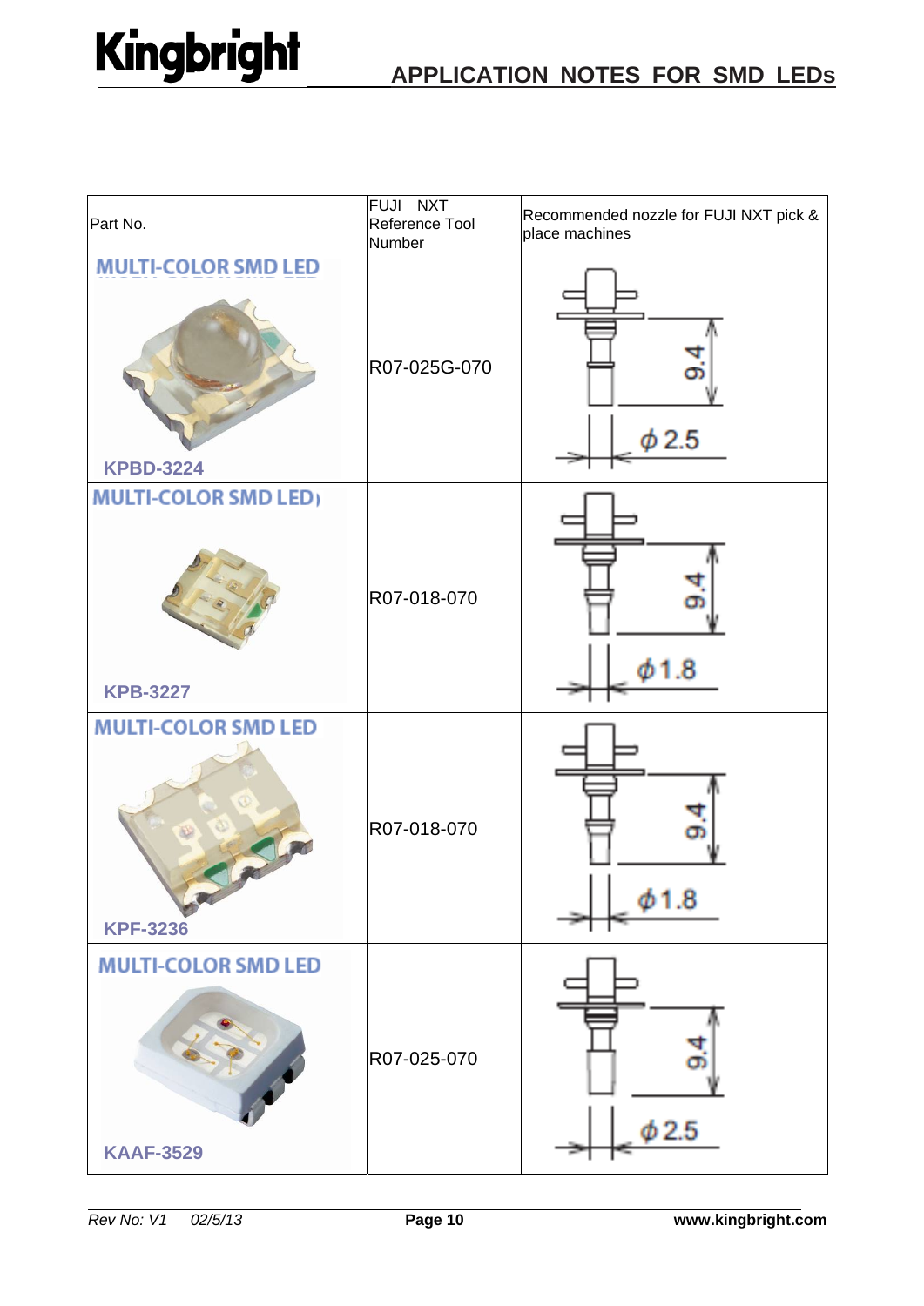| Part No. | FUJI NXT Reference Tool Number | Recommended nozzle for FUJI NXT pick & place machines |
|---|---|---|
| MULTI-COLOR SMD LED KPBD-3224 | R07-025G-070 | 9.4 ϕ2.5 |
| MULTI-COLOR SMD LED KPB-3227 | R07-018-070 | 9.4 ϕ1.8 |
| MULTI-COLOR SMD LED KPF-3236 | R07-018-070 | 9.4 ϕ1.8 |
| MULTI-COLOR SMD LED KAAF-3529 | R07-025-070 | 9.4 ϕ2.5 |

*Rev No: V1 02/5/13*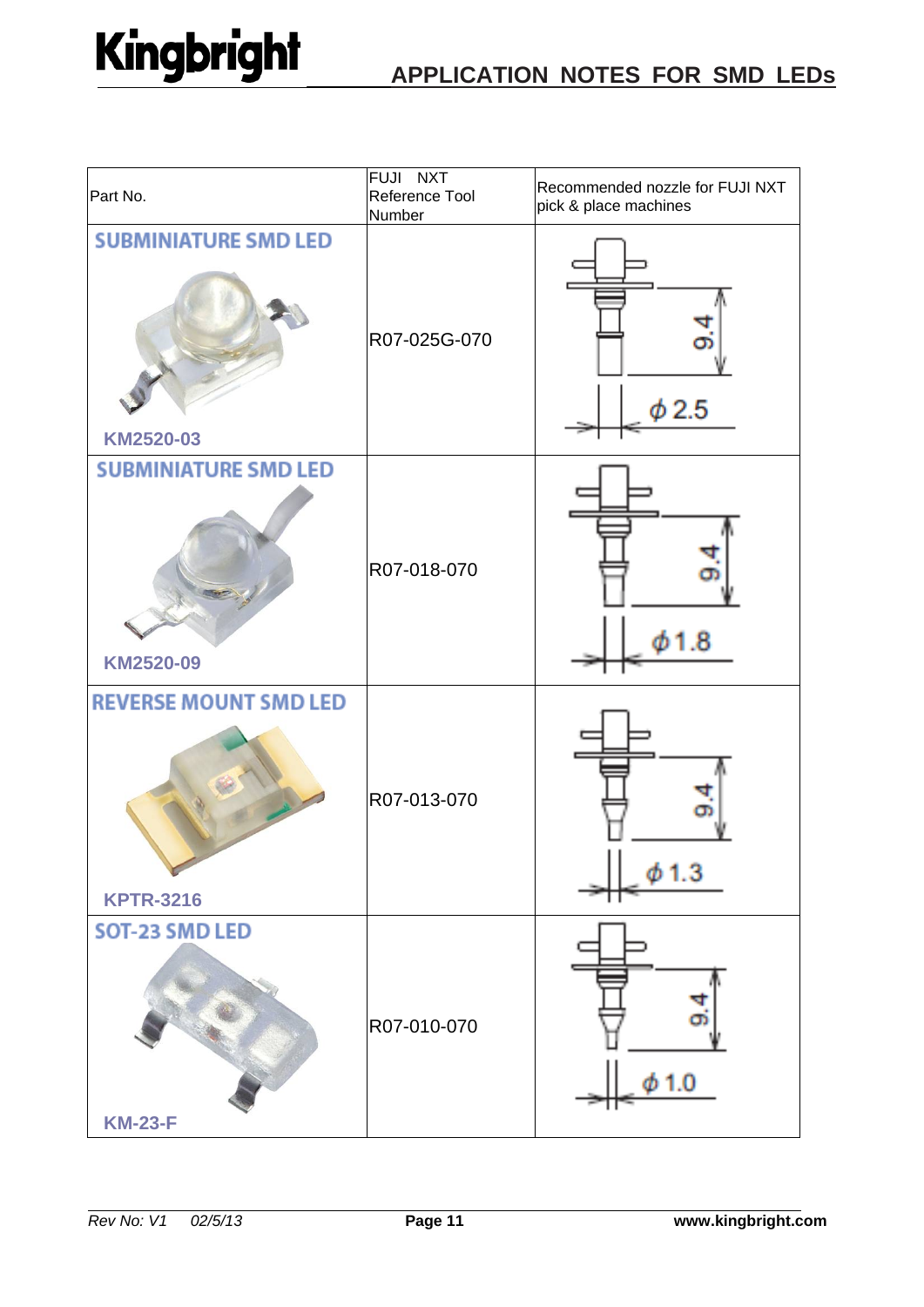| Part No. | FUJI NXT Reference Tool Number | Recommended nozzle for FUJI NXT pick & place machines |
|---|---|---|
| SUBMINIATURE SMD LED<br>KM2520-03 | R07-025G-070 | 9.4<br>ϕ 2.5 |
| SUBMINIATURE SMD LED<br>KM2520-09 | R07-018-070 | 9.4<br>ϕ 1.8 |
| REVERSE MOUNT SMD LED<br>KPTR-3216 | R07-013-070 | 9.4<br>ϕ 1.3 |
| SOT-23 SMD LED<br>KM-23-F | R07-010-070 | 9.4<br>ϕ 1.0 |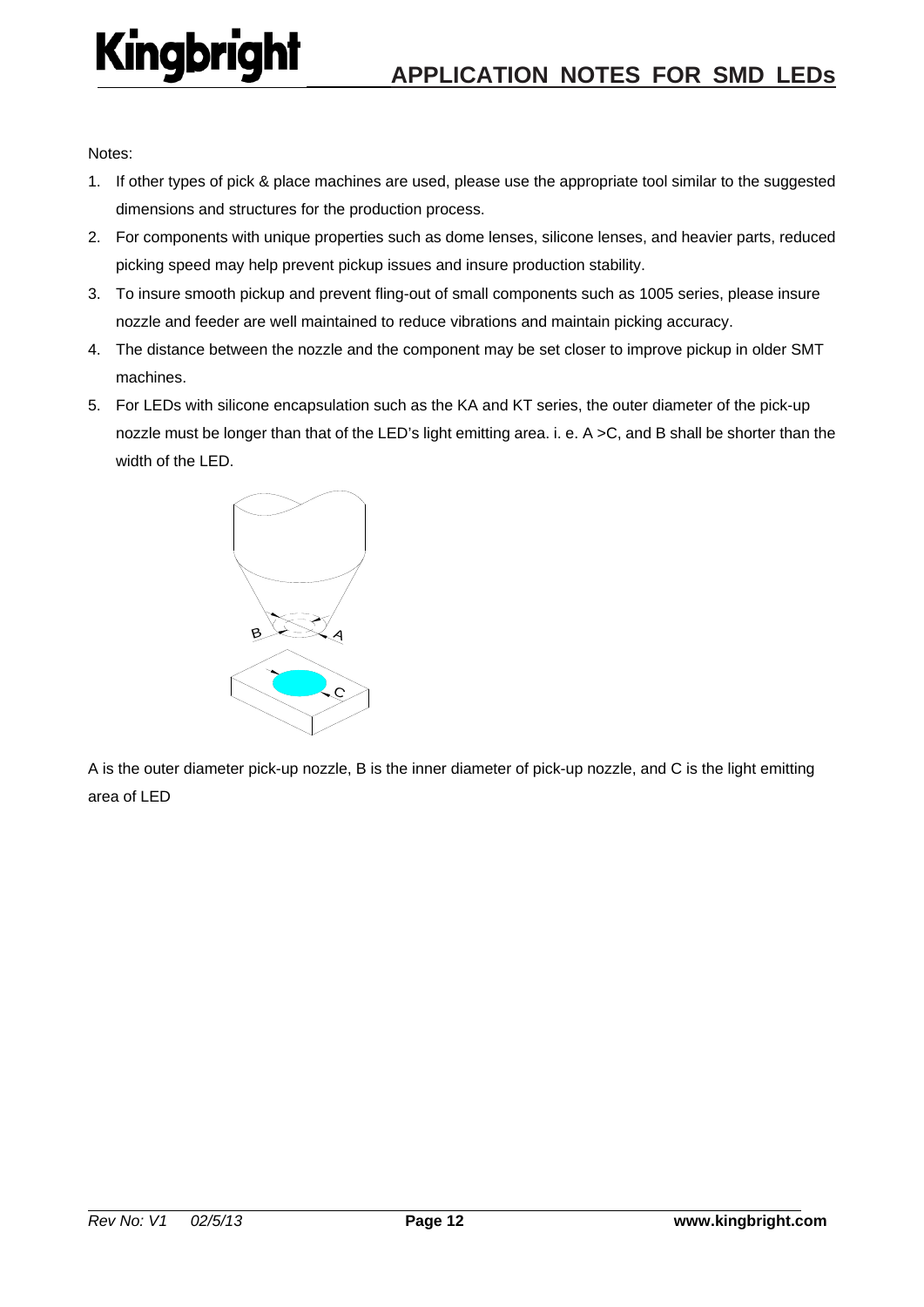Notes:

1. If other types of pick & place machines are used, please use the appropriate tool similar to the suggested dimensions and structures for the production process.
2. For components with unique properties such as dome lenses, silicone lenses, and heavier parts, reduced picking speed may help prevent pickup issues and insure production stability.
3. To insure smooth pickup and prevent fling-out of small components such as 1005 series, please insure nozzle and feeder are well maintained to reduce vibrations and maintain picking accuracy.
4. The distance between the nozzle and the component may be set closer to improve pickup in older SMT machines.
5. For LEDs with silicone encapsulation such as the KA and KT series, the outer diameter of the pick-up nozzle must be longer than that of the LED's light emitting area. i. e. A >C, and B shall be shorter than the width of the LED.

B

A

C

A is the outer diameter pick-up nozzle, B is the inner diameter of pick-up nozzle, and C is the light emitting area of LED